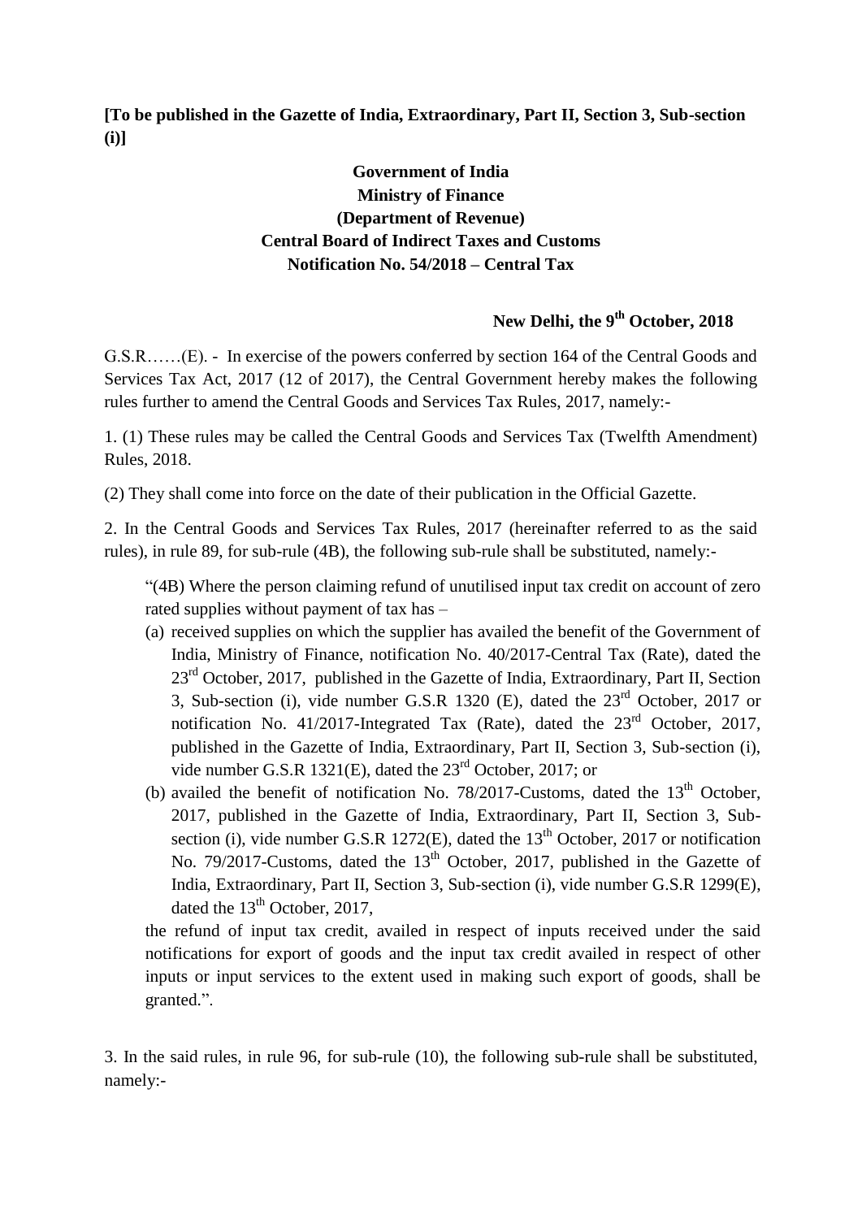**[To be published in the Gazette of India, Extraordinary, Part II, Section 3, Sub-section (i)]**

**Government of India**
**Ministry of Finance**
**(Department of Revenue)**
**Central Board of Indirect Taxes and Customs**
**Notification No. 54/2018 – Central Tax**

**New Delhi, the 9th October, 2018**

G.S.R……(E). - In exercise of the powers conferred by section 164 of the Central Goods and Services Tax Act, 2017 (12 of 2017), the Central Government hereby makes the following rules further to amend the Central Goods and Services Tax Rules, 2017, namely:-

1. (1) These rules may be called the Central Goods and Services Tax (Twelfth Amendment) Rules, 2018.

(2) They shall come into force on the date of their publication in the Official Gazette.

2. In the Central Goods and Services Tax Rules, 2017 (hereinafter referred to as the said rules), in rule 89, for sub-rule (4B), the following sub-rule shall be substituted, namely:-

> "(4B) Where the person claiming refund of unutilised input tax credit on account of zero rated supplies without payment of tax has –
>
> (a) received supplies on which the supplier has availed the benefit of the Government of India, Ministry of Finance, notification No. 40/2017-Central Tax (Rate), dated the 23rd October, 2017, published in the Gazette of India, Extraordinary, Part II, Section 3, Sub-section (i), vide number G.S.R 1320 (E), dated the 23rd October, 2017 or notification No. 41/2017-Integrated Tax (Rate), dated the 23rd October, 2017, published in the Gazette of India, Extraordinary, Part II, Section 3, Sub-section (i), vide number G.S.R 1321(E), dated the 23rd October, 2017; or
>
> (b) availed the benefit of notification No. 78/2017-Customs, dated the 13th October, 2017, published in the Gazette of India, Extraordinary, Part II, Section 3, Sub-section (i), vide number G.S.R 1272(E), dated the 13th October, 2017 or notification No. 79/2017-Customs, dated the 13th October, 2017, published in the Gazette of India, Extraordinary, Part II, Section 3, Sub-section (i), vide number G.S.R 1299(E), dated the 13th October, 2017,
>
> the refund of input tax credit, availed in respect of inputs received under the said notifications for export of goods and the input tax credit availed in respect of other inputs or input services to the extent used in making such export of goods, shall be granted.".

3. In the said rules, in rule 96, for sub-rule (10), the following sub-rule shall be substituted, namely:-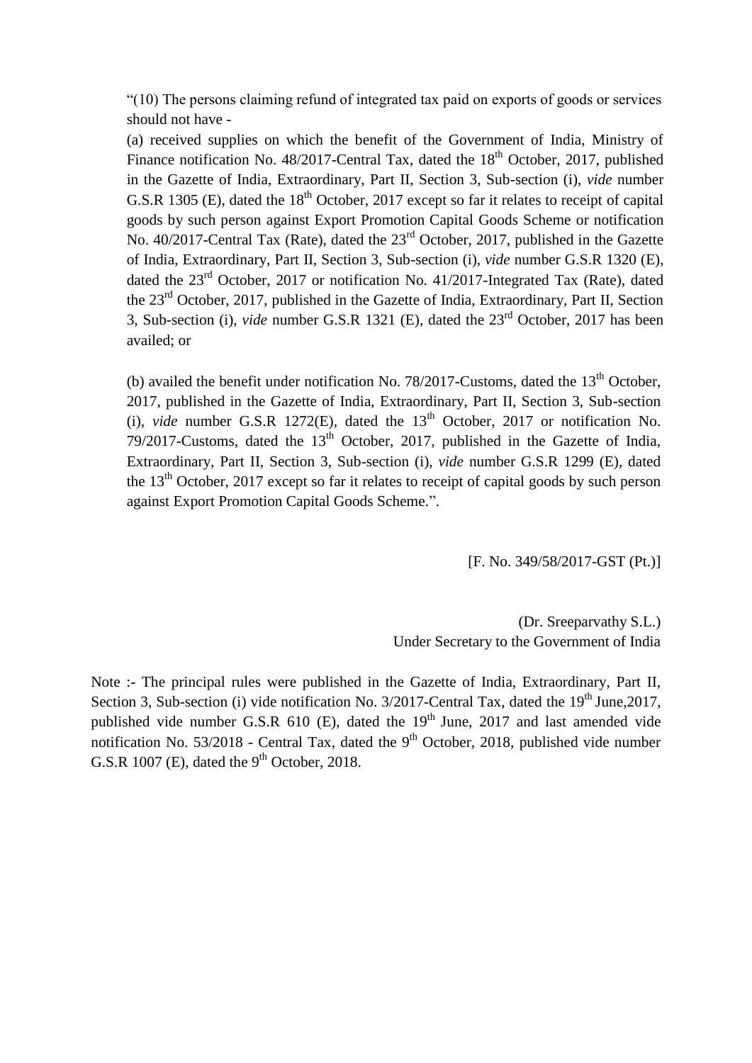"(10) The persons claiming refund of integrated tax paid on exports of goods or services should not have -

(a) received supplies on which the benefit of the Government of India, Ministry of Finance notification No. 48/2017-Central Tax, dated the 18th October, 2017, published in the Gazette of India, Extraordinary, Part II, Section 3, Sub-section (i), *vide* number G.S.R 1305 (E), dated the 18th October, 2017 except so far it relates to receipt of capital goods by such person against Export Promotion Capital Goods Scheme or notification No. 40/2017-Central Tax (Rate), dated the 23rd October, 2017, published in the Gazette of India, Extraordinary, Part II, Section 3, Sub-section (i), *vide* number G.S.R 1320 (E), dated the 23rd October, 2017 or notification No. 41/2017-Integrated Tax (Rate), dated the 23rd October, 2017, published in the Gazette of India, Extraordinary, Part II, Section 3, Sub-section (i), *vide* number G.S.R 1321 (E), dated the 23rd October, 2017 has been availed; or

(b) availed the benefit under notification No. 78/2017-Customs, dated the 13th October, 2017, published in the Gazette of India, Extraordinary, Part II, Section 3, Sub-section (i), *vide* number G.S.R 1272(E), dated the 13th October, 2017 or notification No. 79/2017-Customs, dated the 13th October, 2017, published in the Gazette of India, Extraordinary, Part II, Section 3, Sub-section (i), *vide* number G.S.R 1299 (E), dated the 13th October, 2017 except so far it relates to receipt of capital goods by such person against Export Promotion Capital Goods Scheme.".

[F. No. 349/58/2017-GST (Pt.)]

(Dr. Sreeparvathy S.L.)
Under Secretary to the Government of India

Note :- The principal rules were published in the Gazette of India, Extraordinary, Part II, Section 3, Sub-section (i) vide notification No. 3/2017-Central Tax, dated the 19th June,2017, published vide number G.S.R 610 (E), dated the 19th June, 2017 and last amended vide notification No. 53/2018 - Central Tax, dated the 9th October, 2018, published vide number G.S.R 1007 (E), dated the 9th October, 2018.